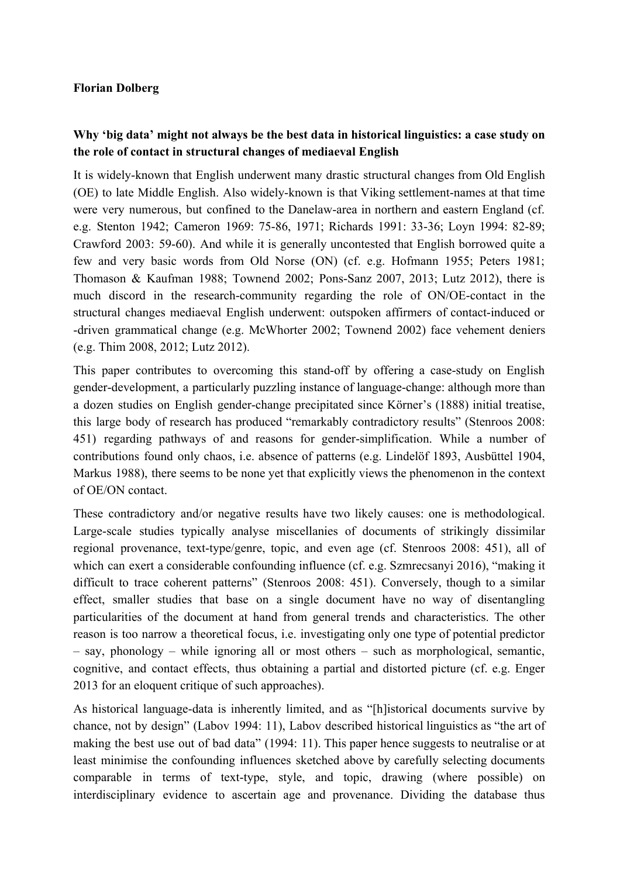**Florian Dolberg**

**Why 'big data' might not always be the best data in historical linguistics: a case study on the role of contact in structural changes of mediaeval English**

It is widely-known that English underwent many drastic structural changes from Old English (OE) to late Middle English. Also widely-known is that Viking settlement-names at that time were very numerous, but confined to the Danelaw-area in northern and eastern England (cf. e.g. Stenton 1942; Cameron 1969: 75-86, 1971; Richards 1991: 33-36; Loyn 1994: 82-89; Crawford 2003: 59-60). And while it is generally uncontested that English borrowed quite a few and very basic words from Old Norse (ON) (cf. e.g. Hofmann 1955; Peters 1981; Thomason & Kaufman 1988; Townend 2002; Pons-Sanz 2007, 2013; Lutz 2012), there is much discord in the research-community regarding the role of ON/OE-contact in the structural changes mediaeval English underwent: outspoken affirmers of contact-induced or -driven grammatical change (e.g. McWhorter 2002; Townend 2002) face vehement deniers (e.g. Thim 2008, 2012; Lutz 2012).

This paper contributes to overcoming this stand-off by offering a case-study on English gender-development, a particularly puzzling instance of language-change: although more than a dozen studies on English gender-change precipitated since Körner's (1888) initial treatise, this large body of research has produced "remarkably contradictory results" (Stenroos 2008: 451) regarding pathways of and reasons for gender-simplification. While a number of contributions found only chaos, i.e. absence of patterns (e.g. Lindelöf 1893, Ausbüttel 1904, Markus 1988), there seems to be none yet that explicitly views the phenomenon in the context of OE/ON contact.

These contradictory and/or negative results have two likely causes: one is methodological. Large-scale studies typically analyse miscellanies of documents of strikingly dissimilar regional provenance, text-type/genre, topic, and even age (cf. Stenroos 2008: 451), all of which can exert a considerable confounding influence (cf. e.g. Szmrecsanyi 2016), "making it difficult to trace coherent patterns" (Stenroos 2008: 451). Conversely, though to a similar effect, smaller studies that base on a single document have no way of disentangling particularities of the document at hand from general trends and characteristics. The other reason is too narrow a theoretical focus, i.e. investigating only one type of potential predictor – say, phonology – while ignoring all or most others – such as morphological, semantic, cognitive, and contact effects, thus obtaining a partial and distorted picture (cf. e.g. Enger 2013 for an eloquent critique of such approaches).

As historical language-data is inherently limited, and as "[h]istorical documents survive by chance, not by design" (Labov 1994: 11), Labov described historical linguistics as "the art of making the best use out of bad data" (1994: 11). This paper hence suggests to neutralise or at least minimise the confounding influences sketched above by carefully selecting documents comparable in terms of text-type, style, and topic, drawing (where possible) on interdisciplinary evidence to ascertain age and provenance. Dividing the database thus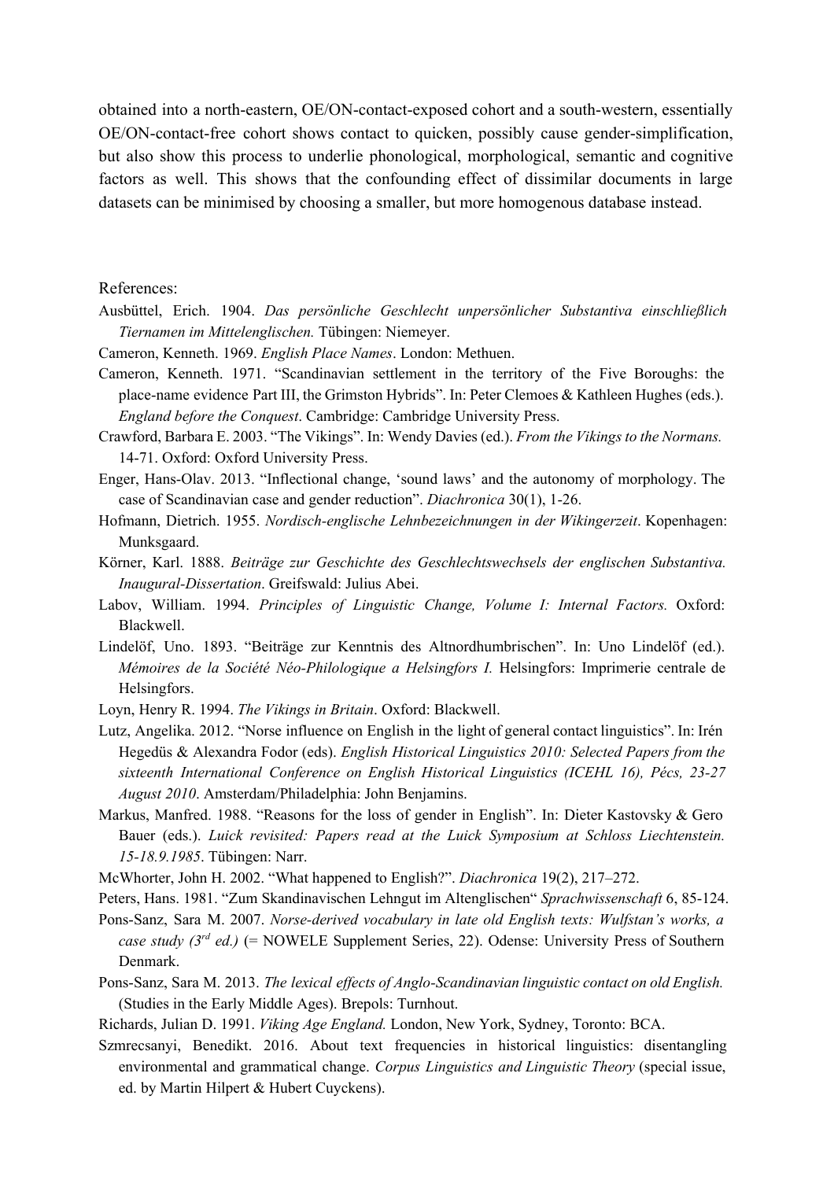obtained into a north-eastern, OE/ON-contact-exposed cohort and a south-western, essentially OE/ON-contact-free cohort shows contact to quicken, possibly cause gender-simplification, but also show this process to underlie phonological, morphological, semantic and cognitive factors as well. This shows that the confounding effect of dissimilar documents in large datasets can be minimised by choosing a smaller, but more homogenous database instead.

References:

Ausbüttel, Erich. 1904. *Das persönliche Geschlecht unpersönlicher Substantiva einschließlich Tiernamen im Mittelenglischen.* Tübingen: Niemeyer.

Cameron, Kenneth. 1969. *English Place Names*. London: Methuen.

Cameron, Kenneth. 1971. "Scandinavian settlement in the territory of the Five Boroughs: the place-name evidence Part III, the Grimston Hybrids". In: Peter Clemoes & Kathleen Hughes (eds.). *England before the Conquest*. Cambridge: Cambridge University Press.

Crawford, Barbara E. 2003. "The Vikings". In: Wendy Davies (ed.). *From the Vikings to the Normans.* 14-71. Oxford: Oxford University Press.

Enger, Hans-Olav. 2013. "Inflectional change, 'sound laws' and the autonomy of morphology. The case of Scandinavian case and gender reduction". *Diachronica* 30(1), 1-26.

Hofmann, Dietrich. 1955. *Nordisch-englische Lehnbezeichnungen in der Wikingerzeit*. Kopenhagen: Munksgaard.

Körner, Karl. 1888. *Beiträge zur Geschichte des Geschlechtswechsels der englischen Substantiva. Inaugural-Dissertation*. Greifswald: Julius Abei.

Labov, William. 1994. *Principles of Linguistic Change, Volume I: Internal Factors.* Oxford: Blackwell.

Lindelöf, Uno. 1893. "Beiträge zur Kenntnis des Altnordhumbrischen". In: Uno Lindelöf (ed.). *Mémoires de la Société Néo-Philologique a Helsingfors I.* Helsingfors: Imprimerie centrale de Helsingfors.

Loyn, Henry R. 1994. *The Vikings in Britain*. Oxford: Blackwell.

Lutz, Angelika. 2012. "Norse influence on English in the light of general contact linguistics". In: Irén Hegedüs & Alexandra Fodor (eds). *English Historical Linguistics 2010: Selected Papers from the sixteenth International Conference on English Historical Linguistics (ICEHL 16), Pécs, 23-27 August 2010*. Amsterdam/Philadelphia: John Benjamins.

Markus, Manfred. 1988. "Reasons for the loss of gender in English". In: Dieter Kastovsky & Gero Bauer (eds.). *Luick revisited: Papers read at the Luick Symposium at Schloss Liechtenstein. 15-18.9.1985*. Tübingen: Narr.

McWhorter, John H. 2002. "What happened to English?". *Diachronica* 19(2), 217–272.

Peters, Hans. 1981. "Zum Skandinavischen Lehngut im Altenglischen" *Sprachwissenschaft* 6, 85-124.

Pons-Sanz, Sara M. 2007. *Norse-derived vocabulary in late old English texts: Wulfstan's works, a case study (3rd ed.)* (= NOWELE Supplement Series, 22). Odense: University Press of Southern Denmark.

Pons-Sanz, Sara M. 2013. *The lexical effects of Anglo-Scandinavian linguistic contact on old English.* (Studies in the Early Middle Ages). Brepols: Turnhout.

Richards, Julian D. 1991. *Viking Age England.* London, New York, Sydney, Toronto: BCA.

Szmrecsanyi, Benedikt. 2016. About text frequencies in historical linguistics: disentangling environmental and grammatical change. *Corpus Linguistics and Linguistic Theory* (special issue, ed. by Martin Hilpert & Hubert Cuyckens).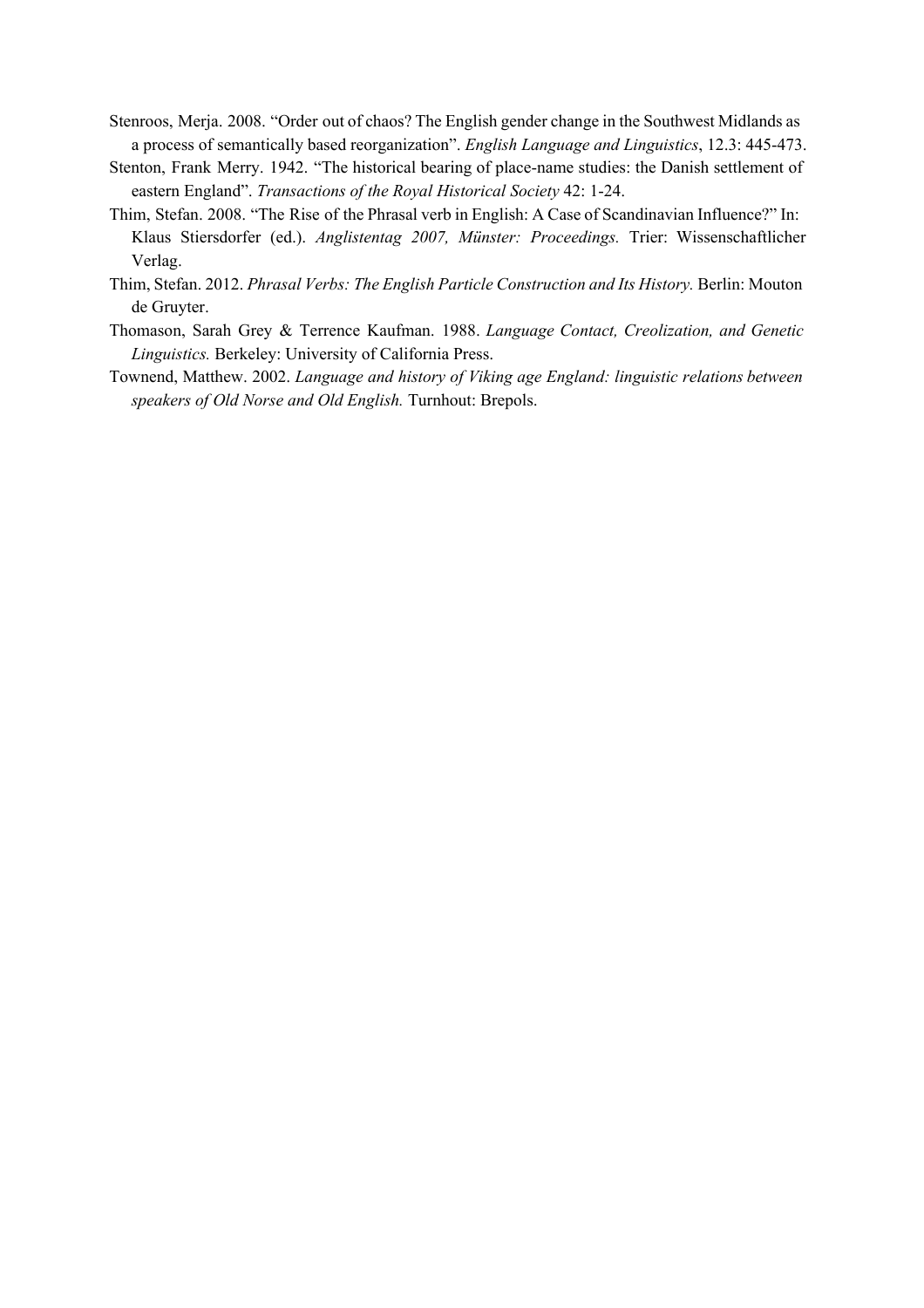Stenroos, Merja. 2008. “Order out of chaos? The English gender change in the Southwest Midlands as a process of semantically based reorganization”. *English Language and Linguistics*, 12.3: 445-473.

Stenton, Frank Merry. 1942. “The historical bearing of place-name studies: the Danish settlement of eastern England”. *Transactions of the Royal Historical Society* 42: 1-24.

Thim, Stefan. 2008. “The Rise of the Phrasal verb in English: A Case of Scandinavian Influence?” In: Klaus Stiersdorfer (ed.). *Anglistentag 2007, Münster: Proceedings.* Trier: Wissenschaftlicher Verlag.

Thim, Stefan. 2012. *Phrasal Verbs: The English Particle Construction and Its History.* Berlin: Mouton de Gruyter.

Thomason, Sarah Grey & Terrence Kaufman. 1988. *Language Contact, Creolization, and Genetic Linguistics.* Berkeley: University of California Press.

Townend, Matthew. 2002. *Language and history of Viking age England: linguistic relations between speakers of Old Norse and Old English.* Turnhout: Brepols.